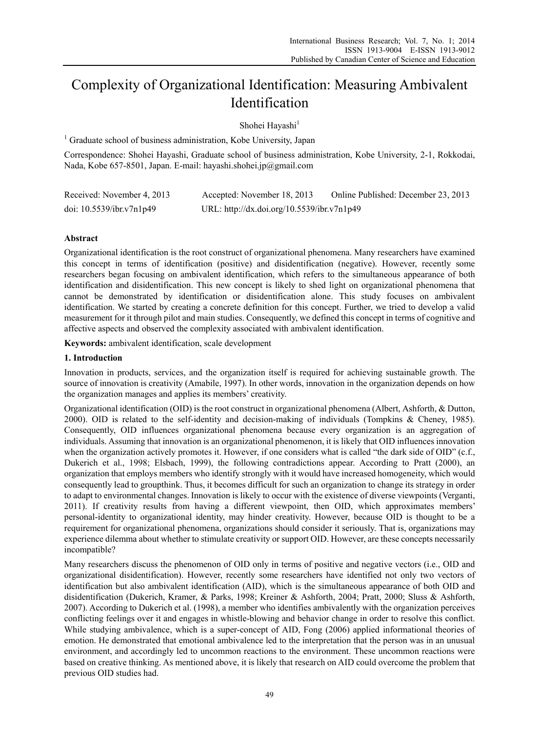# Complexity of Organizational Identification: Measuring Ambivalent Identification

Shohei Hayashi[1]

[1] Graduate school of business administration, Kobe University, Japan

Correspondence: Shohei Hayashi, Graduate school of business administration, Kobe University, 2-1, Rokkodai, Nada, Kobe 657-8501, Japan. E-mail: hayashi.shohei.jp@gmail.com

Received: November 4, 2013 Accepted: November 18, 2013 Online Published: December 23, 2013

doi: 10.5539/ibr.v7n1p49 URL: http://dx.doi.org/10.5539/ibr.v7n1p49

## Abstract

Organizational identification is the root construct of organizational phenomena. Many researchers have examined this concept in terms of identification (positive) and disidentification (negative). However, recently some researchers began focusing on ambivalent identification, which refers to the simultaneous appearance of both identification and disidentification. This new concept is likely to shed light on organizational phenomena that cannot be demonstrated by identification or disidentification alone. This study focuses on ambivalent identification. We started by creating a concrete definition for this concept. Further, we tried to develop a valid measurement for it through pilot and main studies. Consequently, we defined this concept in terms of cognitive and affective aspects and observed the complexity associated with ambivalent identification.

**Keywords:** ambivalent identification, scale development

## 1. Introduction

Innovation in products, services, and the organization itself is required for achieving sustainable growth. The source of innovation is creativity (Amabile, 1997). In other words, innovation in the organization depends on how the organization manages and applies its members' creativity.

Organizational identification (OID) is the root construct in organizational phenomena (Albert, Ashforth, & Dutton, 2000). OID is related to the self-identity and decision-making of individuals (Tompkins & Cheney, 1985). Consequently, OID influences organizational phenomena because every organization is an aggregation of individuals. Assuming that innovation is an organizational phenomenon, it is likely that OID influences innovation when the organization actively promotes it. However, if one considers what is called "the dark side of OID" (c.f., Dukerich et al., 1998; Elsbach, 1999), the following contradictions appear. According to Pratt (2000), an organization that employs members who identify strongly with it would have increased homogeneity, which would consequently lead to groupthink. Thus, it becomes difficult for such an organization to change its strategy in order to adapt to environmental changes. Innovation is likely to occur with the existence of diverse viewpoints (Verganti, 2011). If creativity results from having a different viewpoint, then OID, which approximates members' personal-identity to organizational identity, may hinder creativity. However, because OID is thought to be a requirement for organizational phenomena, organizations should consider it seriously. That is, organizations may experience dilemma about whether to stimulate creativity or support OID. However, are these concepts necessarily incompatible?

Many researchers discuss the phenomenon of OID only in terms of positive and negative vectors (i.e., OID and organizational disidentification). However, recently some researchers have identified not only two vectors of identification but also ambivalent identification (AID), which is the simultaneous appearance of both OID and disidentification (Dukerich, Kramer, & Parks, 1998; Kreiner & Ashforth, 2004; Pratt, 2000; Sluss & Ashforth, 2007). According to Dukerich et al. (1998), a member who identifies ambivalently with the organization perceives conflicting feelings over it and engages in whistle-blowing and behavior change in order to resolve this conflict. While studying ambivalence, which is a super-concept of AID, Fong (2006) applied informational theories of emotion. He demonstrated that emotional ambivalence led to the interpretation that the person was in an unusual environment, and accordingly led to uncommon reactions to the environment. These uncommon reactions were based on creative thinking. As mentioned above, it is likely that research on AID could overcome the problem that previous OID studies had.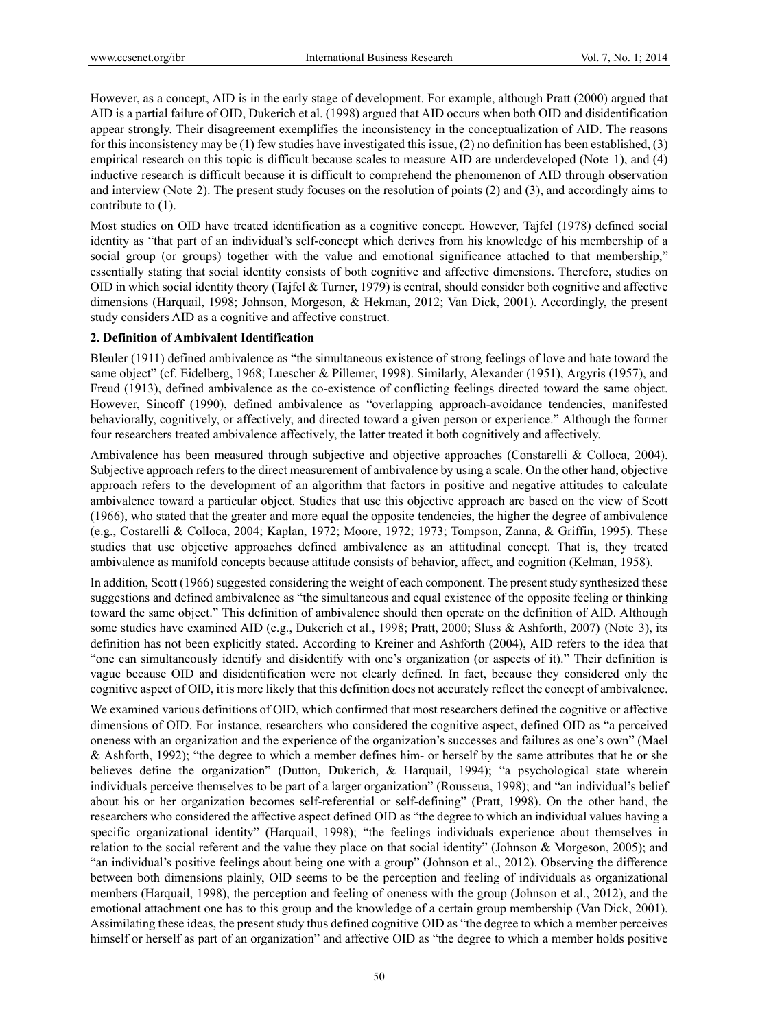However, as a concept, AID is in the early stage of development. For example, although Pratt (2000) argued that AID is a partial failure of OID, Dukerich et al. (1998) argued that AID occurs when both OID and disidentification appear strongly. Their disagreement exemplifies the inconsistency in the conceptualization of AID. The reasons for this inconsistency may be (1) few studies have investigated this issue, (2) no definition has been established, (3) empirical research on this topic is difficult because scales to measure AID are underdeveloped (Note 1), and (4) inductive research is difficult because it is difficult to comprehend the phenomenon of AID through observation and interview (Note 2). The present study focuses on the resolution of points (2) and (3), and accordingly aims to contribute to (1).

Most studies on OID have treated identification as a cognitive concept. However, Tajfel (1978) defined social identity as "that part of an individual's self-concept which derives from his knowledge of his membership of a social group (or groups) together with the value and emotional significance attached to that membership," essentially stating that social identity consists of both cognitive and affective dimensions. Therefore, studies on OID in which social identity theory (Tajfel & Turner, 1979) is central, should consider both cognitive and affective dimensions (Harquail, 1998; Johnson, Morgeson, & Hekman, 2012; Van Dick, 2001). Accordingly, the present study considers AID as a cognitive and affective construct.

## 2. Definition of Ambivalent Identification

Bleuler (1911) defined ambivalence as "the simultaneous existence of strong feelings of love and hate toward the same object" (cf. Eidelberg, 1968; Luescher & Pillemer, 1998). Similarly, Alexander (1951), Argyris (1957), and Freud (1913), defined ambivalence as the co-existence of conflicting feelings directed toward the same object. However, Sincoff (1990), defined ambivalence as "overlapping approach-avoidance tendencies, manifested behaviorally, cognitively, or affectively, and directed toward a given person or experience." Although the former four researchers treated ambivalence affectively, the latter treated it both cognitively and affectively.

Ambivalence has been measured through subjective and objective approaches (Constarelli & Colloca, 2004). Subjective approach refers to the direct measurement of ambivalence by using a scale. On the other hand, objective approach refers to the development of an algorithm that factors in positive and negative attitudes to calculate ambivalence toward a particular object. Studies that use this objective approach are based on the view of Scott (1966), who stated that the greater and more equal the opposite tendencies, the higher the degree of ambivalence (e.g., Costarelli & Colloca, 2004; Kaplan, 1972; Moore, 1972; 1973; Tompson, Zanna, & Griffin, 1995). These studies that use objective approaches defined ambivalence as an attitudinal concept. That is, they treated ambivalence as manifold concepts because attitude consists of behavior, affect, and cognition (Kelman, 1958).

In addition, Scott (1966) suggested considering the weight of each component. The present study synthesized these suggestions and defined ambivalence as "the simultaneous and equal existence of the opposite feeling or thinking toward the same object." This definition of ambivalence should then operate on the definition of AID. Although some studies have examined AID (e.g., Dukerich et al., 1998; Pratt, 2000; Sluss & Ashforth, 2007) (Note 3), its definition has not been explicitly stated. According to Kreiner and Ashforth (2004), AID refers to the idea that "one can simultaneously identify and disidentify with one's organization (or aspects of it)." Their definition is vague because OID and disidentification were not clearly defined. In fact, because they considered only the cognitive aspect of OID, it is more likely that this definition does not accurately reflect the concept of ambivalence.

We examined various definitions of OID, which confirmed that most researchers defined the cognitive or affective dimensions of OID. For instance, researchers who considered the cognitive aspect, defined OID as "a perceived oneness with an organization and the experience of the organization's successes and failures as one's own" (Mael & Ashforth, 1992); "the degree to which a member defines him- or herself by the same attributes that he or she believes define the organization" (Dutton, Dukerich, & Harquail, 1994); "a psychological state wherein individuals perceive themselves to be part of a larger organization" (Rousseua, 1998); and "an individual's belief about his or her organization becomes self-referential or self-defining" (Pratt, 1998). On the other hand, the researchers who considered the affective aspect defined OID as "the degree to which an individual values having a specific organizational identity" (Harquail, 1998); "the feelings individuals experience about themselves in relation to the social referent and the value they place on that social identity" (Johnson & Morgeson, 2005); and "an individual's positive feelings about being one with a group" (Johnson et al., 2012). Observing the difference between both dimensions plainly, OID seems to be the perception and feeling of individuals as organizational members (Harquail, 1998), the perception and feeling of oneness with the group (Johnson et al., 2012), and the emotional attachment one has to this group and the knowledge of a certain group membership (Van Dick, 2001). Assimilating these ideas, the present study thus defined cognitive OID as "the degree to which a member perceives himself or herself as part of an organization" and affective OID as "the degree to which a member holds positive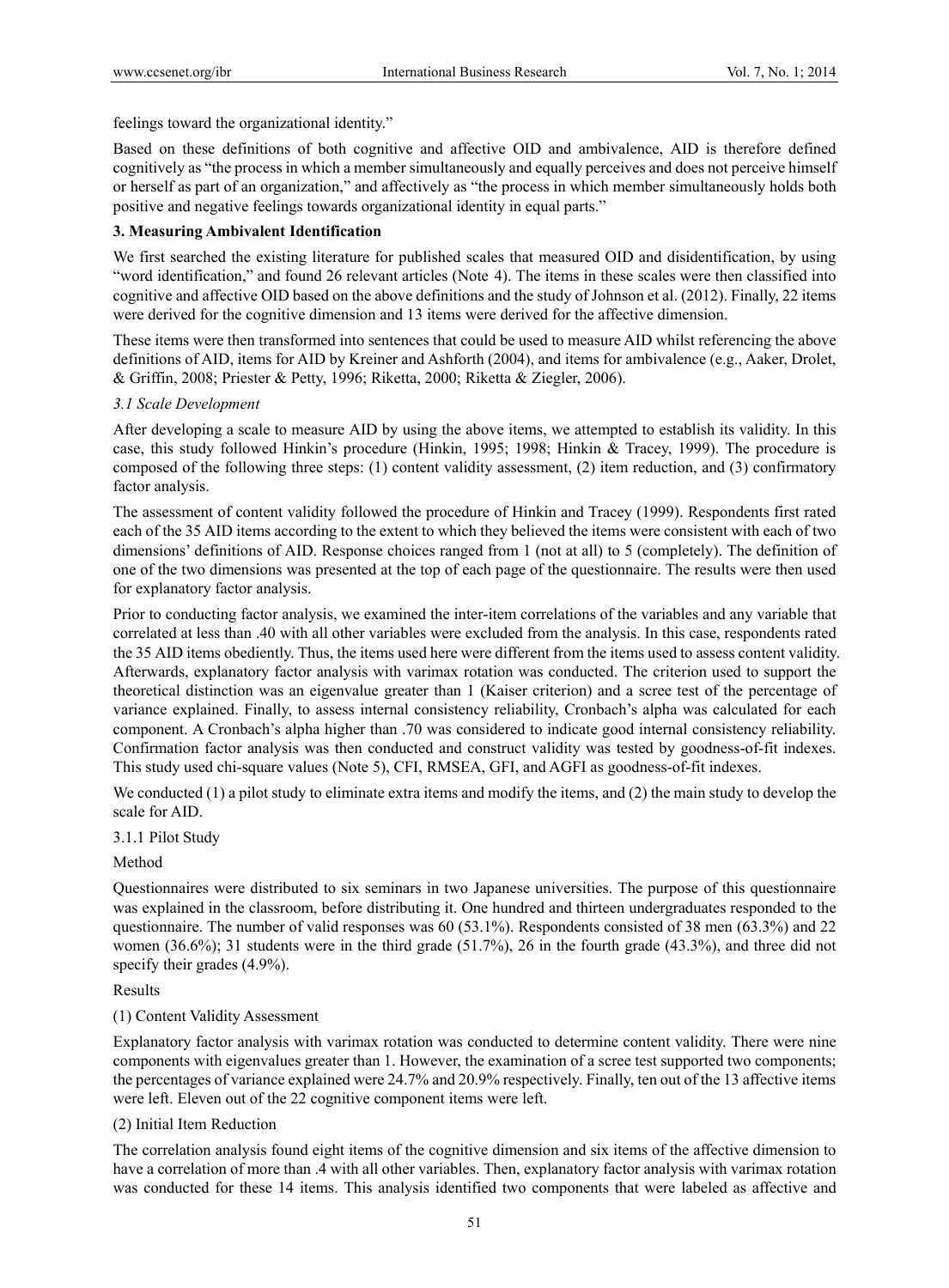feelings toward the organizational identity."

Based on these definitions of both cognitive and affective OID and ambivalence, AID is therefore defined cognitively as "the process in which a member simultaneously and equally perceives and does not perceive himself or herself as part of an organization," and affectively as "the process in which member simultaneously holds both positive and negative feelings towards organizational identity in equal parts."

### 3. Measuring Ambivalent Identification

We first searched the existing literature for published scales that measured OID and disidentification, by using "word identification," and found 26 relevant articles (Note 4). The items in these scales were then classified into cognitive and affective OID based on the above definitions and the study of Johnson et al. (2012). Finally, 22 items were derived for the cognitive dimension and 13 items were derived for the affective dimension.

These items were then transformed into sentences that could be used to measure AID whilst referencing the above definitions of AID, items for AID by Kreiner and Ashforth (2004), and items for ambivalence (e.g., Aaker, Drolet, & Griffin, 2008; Priester & Petty, 1996; Riketta, 2000; Riketta & Ziegler, 2006).

#### *3.1 Scale Development*

After developing a scale to measure AID by using the above items, we attempted to establish its validity. In this case, this study followed Hinkin's procedure (Hinkin, 1995; 1998; Hinkin & Tracey, 1999). The procedure is composed of the following three steps: (1) content validity assessment, (2) item reduction, and (3) confirmatory factor analysis.

The assessment of content validity followed the procedure of Hinkin and Tracey (1999). Respondents first rated each of the 35 AID items according to the extent to which they believed the items were consistent with each of two dimensions' definitions of AID. Response choices ranged from 1 (not at all) to 5 (completely). The definition of one of the two dimensions was presented at the top of each page of the questionnaire. The results were then used for explanatory factor analysis.

Prior to conducting factor analysis, we examined the inter-item correlations of the variables and any variable that correlated at less than .40 with all other variables were excluded from the analysis. In this case, respondents rated the 35 AID items obediently. Thus, the items used here were different from the items used to assess content validity. Afterwards, explanatory factor analysis with varimax rotation was conducted. The criterion used to support the theoretical distinction was an eigenvalue greater than 1 (Kaiser criterion) and a scree test of the percentage of variance explained. Finally, to assess internal consistency reliability, Cronbach's alpha was calculated for each component. A Cronbach's alpha higher than .70 was considered to indicate good internal consistency reliability. Confirmation factor analysis was then conducted and construct validity was tested by goodness-of-fit indexes. This study used chi-square values (Note 5), CFI, RMSEA, GFI, and AGFI as goodness-of-fit indexes.

We conducted (1) a pilot study to eliminate extra items and modify the items, and (2) the main study to develop the scale for AID.

3.1.1 Pilot Study

Method

Questionnaires were distributed to six seminars in two Japanese universities. The purpose of this questionnaire was explained in the classroom, before distributing it. One hundred and thirteen undergraduates responded to the questionnaire. The number of valid responses was 60 (53.1%). Respondents consisted of 38 men (63.3%) and 22 women (36.6%); 31 students were in the third grade (51.7%), 26 in the fourth grade (43.3%), and three did not specify their grades (4.9%).

Results

(1) Content Validity Assessment

Explanatory factor analysis with varimax rotation was conducted to determine content validity. There were nine components with eigenvalues greater than 1. However, the examination of a scree test supported two components; the percentages of variance explained were 24.7% and 20.9% respectively. Finally, ten out of the 13 affective items were left. Eleven out of the 22 cognitive component items were left.

(2) Initial Item Reduction

The correlation analysis found eight items of the cognitive dimension and six items of the affective dimension to have a correlation of more than .4 with all other variables. Then, explanatory factor analysis with varimax rotation was conducted for these 14 items. This analysis identified two components that were labeled as affective and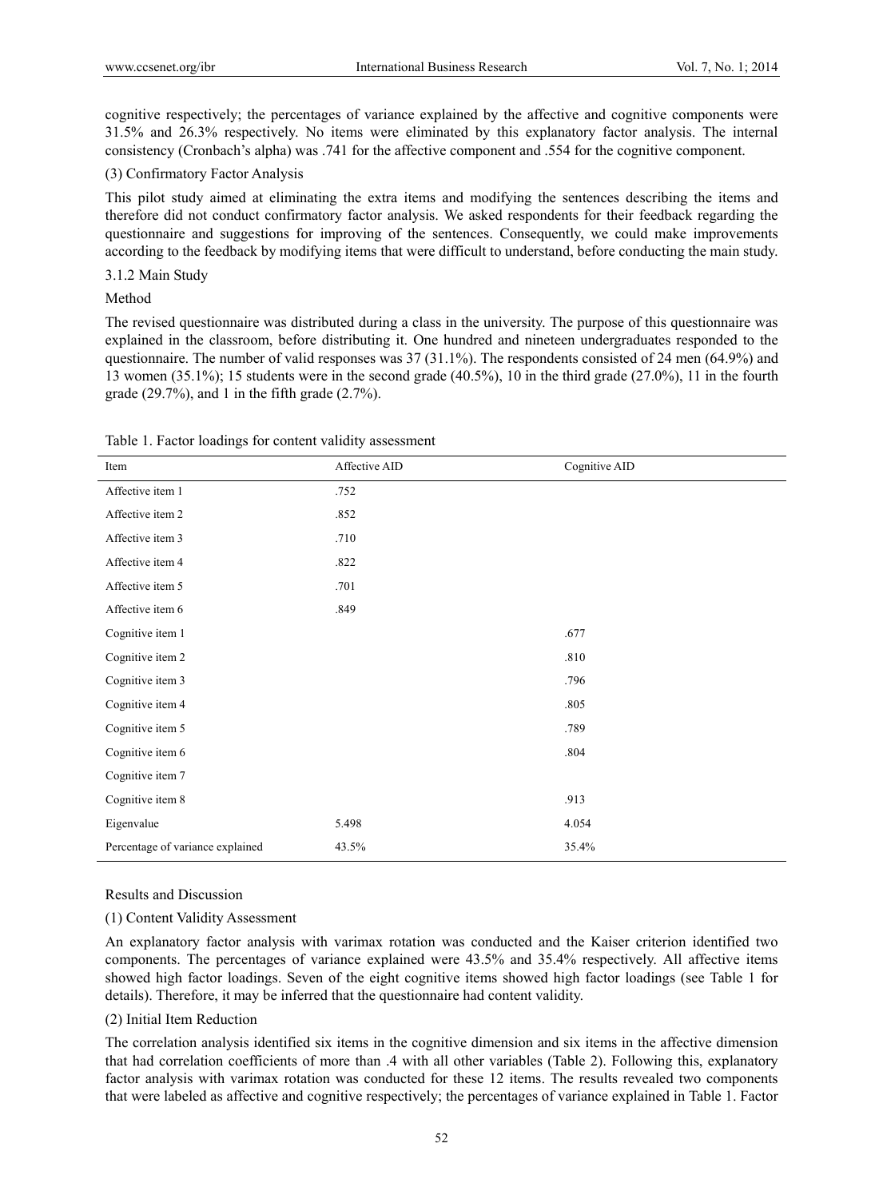cognitive respectively; the percentages of variance explained by the affective and cognitive components were 31.5% and 26.3% respectively. No items were eliminated by this explanatory factor analysis. The internal consistency (Cronbach's alpha) was .741 for the affective component and .554 for the cognitive component.

(3) Confirmatory Factor Analysis

This pilot study aimed at eliminating the extra items and modifying the sentences describing the items and therefore did not conduct confirmatory factor analysis. We asked respondents for their feedback regarding the questionnaire and suggestions for improving of the sentences. Consequently, we could make improvements according to the feedback by modifying items that were difficult to understand, before conducting the main study.

3.1.2 Main Study

Method

The revised questionnaire was distributed during a class in the university. The purpose of this questionnaire was explained in the classroom, before distributing it. One hundred and nineteen undergraduates responded to the questionnaire. The number of valid responses was 37 (31.1%). The respondents consisted of 24 men (64.9%) and 13 women (35.1%); 15 students were in the second grade (40.5%), 10 in the third grade (27.0%), 11 in the fourth grade (29.7%), and 1 in the fifth grade (2.7%).

Table 1. Factor loadings for content validity assessment

| Item | Affective AID | Cognitive AID |
|---|---|---|
| Affective item 1 | .752 | |
| Affective item 2 | .852 | |
| Affective item 3 | .710 | |
| Affective item 4 | .822 | |
| Affective item 5 | .701 | |
| Affective item 6 | .849 | |
| Cognitive item 1 | | .677 |
| Cognitive item 2 | | .810 |
| Cognitive item 3 | | .796 |
| Cognitive item 4 | | .805 |
| Cognitive item 5 | | .789 |
| Cognitive item 6 | | .804 |
| Cognitive item 7 | | |
| Cognitive item 8 | | .913 |
| Eigenvalue | 5.498 | 4.054 |
| Percentage of variance explained | 43.5% | 35.4% |

Results and Discussion

(1) Content Validity Assessment

An explanatory factor analysis with varimax rotation was conducted and the Kaiser criterion identified two components. The percentages of variance explained were 43.5% and 35.4% respectively. All affective items showed high factor loadings. Seven of the eight cognitive items showed high factor loadings (see Table 1 for details). Therefore, it may be inferred that the questionnaire had content validity.

(2) Initial Item Reduction

The correlation analysis identified six items in the cognitive dimension and six items in the affective dimension that had correlation coefficients of more than .4 with all other variables (Table 2). Following this, explanatory factor analysis with varimax rotation was conducted for these 12 items. The results revealed two components that were labeled as affective and cognitive respectively; the percentages of variance explained in Table 1. Factor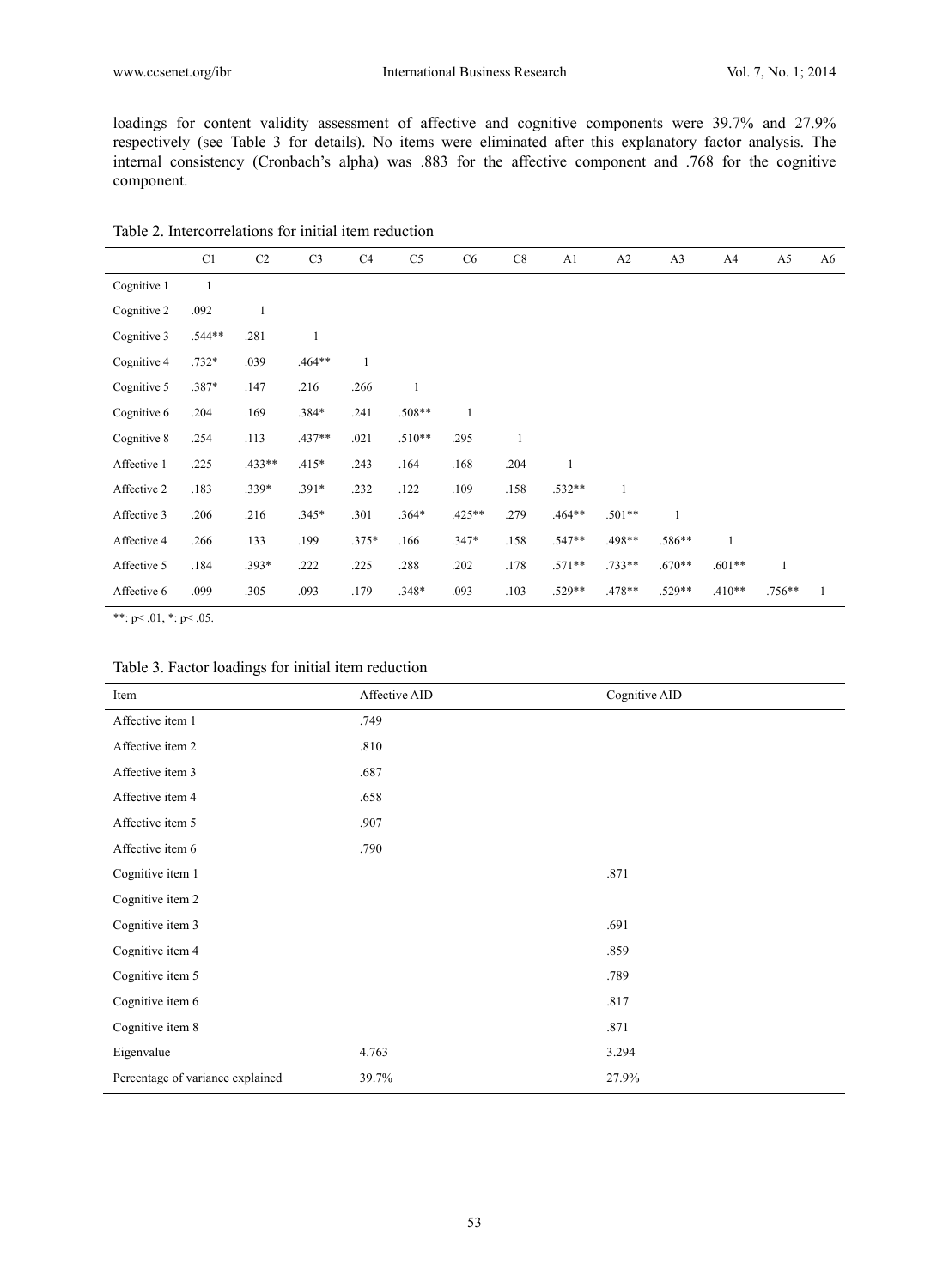loadings for content validity assessment of affective and cognitive components were 39.7% and 27.9% respectively (see Table 3 for details). No items were eliminated after this explanatory factor analysis. The internal consistency (Cronbach's alpha) was .883 for the affective component and .768 for the cognitive component.

Table 2. Intercorrelations for initial item reduction

| | C1 | C2 | C3 | C4 | C5 | C6 | C8 | A1 | A2 | A3 | A4 | A5 | A6 |
|---|---|---|---|---|---|---|---|---|---|---|---|---|---|
| Cognitive 1 | 1 | | | | | | | | | | | | |
| Cognitive 2 | .092 | 1 | | | | | | | | | | | |
| Cognitive 3 | .544** | .281 | 1 | | | | | | | | | | |
| Cognitive 4 | .732* | .039 | .464** | 1 | | | | | | | | | |
| Cognitive 5 | .387* | .147 | .216 | .266 | 1 | | | | | | | | |
| Cognitive 6 | .204 | .169 | .384* | .241 | .508** | 1 | | | | | | | |
| Cognitive 8 | .254 | .113 | .437** | .021 | .510** | .295 | 1 | | | | | | |
| Affective 1 | .225 | .433** | .415* | .243 | .164 | .168 | .204 | 1 | | | | | |
| Affective 2 | .183 | .339* | .391* | .232 | .122 | .109 | .158 | .532** | 1 | | | | |
| Affective 3 | .206 | .216 | .345* | .301 | .364* | .425** | .279 | .464** | .501** | 1 | | | |
| Affective 4 | .266 | .133 | .199 | .375* | .166 | .347* | .158 | .547** | .498** | .586** | 1 | | |
| Affective 5 | .184 | .393* | .222 | .225 | .288 | .202 | .178 | .571** | .733** | .670** | .601** | 1 | |
| Affective 6 | .099 | .305 | .093 | .179 | .348* | .093 | .103 | .529** | .478** | .529** | .410** | .756** | 1 |

**: p< .01, *: p< .05.

Table 3. Factor loadings for initial item reduction

| Item | Affective AID | Cognitive AID |
|---|---|---|
| Affective item 1 | .749 | |
| Affective item 2 | .810 | |
| Affective item 3 | .687 | |
| Affective item 4 | .658 | |
| Affective item 5 | .907 | |
| Affective item 6 | .790 | |
| Cognitive item 1 | | .871 |
| Cognitive item 2 | | |
| Cognitive item 3 | | .691 |
| Cognitive item 4 | | .859 |
| Cognitive item 5 | | .789 |
| Cognitive item 6 | | .817 |
| Cognitive item 8 | | .871 |
| Eigenvalue | 4.763 | 3.294 |
| Percentage of variance explained | 39.7% | 27.9% |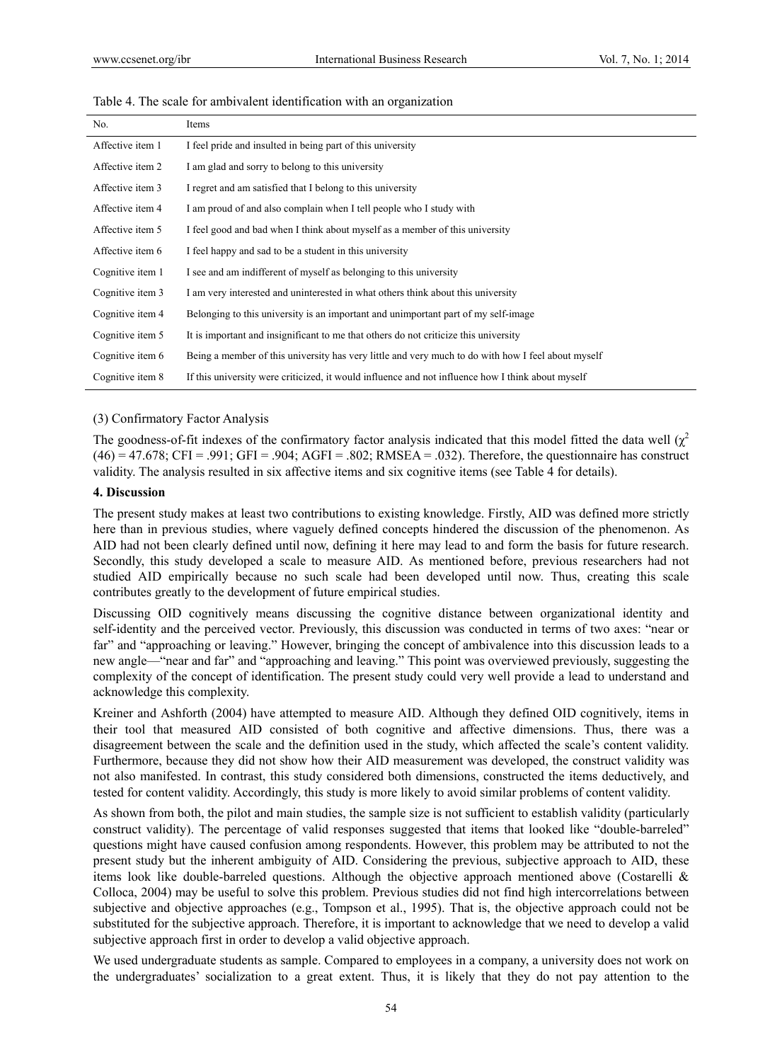Table 4. The scale for ambivalent identification with an organization

| No. | Items |
| --- | --- |
| Affective item 1 | I feel pride and insulted in being part of this university |
| Affective item 2 | I am glad and sorry to belong to this university |
| Affective item 3 | I regret and am satisfied that I belong to this university |
| Affective item 4 | I am proud of and also complain when I tell people who I study with |
| Affective item 5 | I feel good and bad when I think about myself as a member of this university |
| Affective item 6 | I feel happy and sad to be a student in this university |
| Cognitive item 1 | I see and am indifferent of myself as belonging to this university |
| Cognitive item 3 | I am very interested and uninterested in what others think about this university |
| Cognitive item 4 | Belonging to this university is an important and unimportant part of my self-image |
| Cognitive item 5 | It is important and insignificant to me that others do not criticize this university |
| Cognitive item 6 | Being a member of this university has very little and very much to do with how I feel about myself |
| Cognitive item 8 | If this university were criticized, it would influence and not influence how I think about myself |

(3) Confirmatory Factor Analysis

The goodness-of-fit indexes of the confirmatory factor analysis indicated that this model fitted the data well ($\chi^2$ (46) = 47.678; CFI = .991; GFI = .904; AGFI = .802; RMSEA = .032). Therefore, the questionnaire has construct validity. The analysis resulted in six affective items and six cognitive items (see Table 4 for details).

## 4. Discussion

The present study makes at least two contributions to existing knowledge. Firstly, AID was defined more strictly here than in previous studies, where vaguely defined concepts hindered the discussion of the phenomenon. As AID had not been clearly defined until now, defining it here may lead to and form the basis for future research. Secondly, this study developed a scale to measure AID. As mentioned before, previous researchers had not studied AID empirically because no such scale had been developed until now. Thus, creating this scale contributes greatly to the development of future empirical studies.

Discussing OID cognitively means discussing the cognitive distance between organizational identity and self-identity and the perceived vector. Previously, this discussion was conducted in terms of two axes: "near or far" and "approaching or leaving." However, bringing the concept of ambivalence into this discussion leads to a new angle—"near and far" and "approaching and leaving." This point was overviewed previously, suggesting the complexity of the concept of identification. The present study could very well provide a lead to understand and acknowledge this complexity.

Kreiner and Ashforth (2004) have attempted to measure AID. Although they defined OID cognitively, items in their tool that measured AID consisted of both cognitive and affective dimensions. Thus, there was a disagreement between the scale and the definition used in the study, which affected the scale's content validity. Furthermore, because they did not show how their AID measurement was developed, the construct validity was not also manifested. In contrast, this study considered both dimensions, constructed the items deductively, and tested for content validity. Accordingly, this study is more likely to avoid similar problems of content validity.

As shown from both, the pilot and main studies, the sample size is not sufficient to establish validity (particularly construct validity). The percentage of valid responses suggested that items that looked like "double-barreled" questions might have caused confusion among respondents. However, this problem may be attributed to not the present study but the inherent ambiguity of AID. Considering the previous, subjective approach to AID, these items look like double-barreled questions. Although the objective approach mentioned above (Costarelli & Colloca, 2004) may be useful to solve this problem. Previous studies did not find high intercorrelations between subjective and objective approaches (e.g., Tompson et al., 1995). That is, the objective approach could not be substituted for the subjective approach. Therefore, it is important to acknowledge that we need to develop a valid subjective approach first in order to develop a valid objective approach.

We used undergraduate students as sample. Compared to employees in a company, a university does not work on the undergraduates' socialization to a great extent. Thus, it is likely that they do not pay attention to the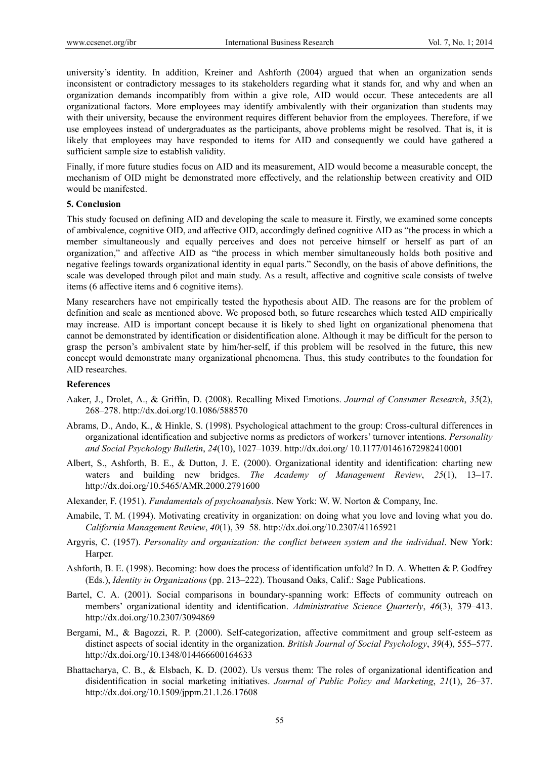university's identity. In addition, Kreiner and Ashforth (2004) argued that when an organization sends inconsistent or contradictory messages to its stakeholders regarding what it stands for, and why and when an organization demands incompatibly from within a give role, AID would occur. These antecedents are all organizational factors. More employees may identify ambivalently with their organization than students may with their university, because the environment requires different behavior from the employees. Therefore, if we use employees instead of undergraduates as the participants, above problems might be resolved. That is, it is likely that employees may have responded to items for AID and consequently we could have gathered a sufficient sample size to establish validity.

Finally, if more future studies focus on AID and its measurement, AID would become a measurable concept, the mechanism of OID might be demonstrated more effectively, and the relationship between creativity and OID would be manifested.

## 5. Conclusion

This study focused on defining AID and developing the scale to measure it. Firstly, we examined some concepts of ambivalence, cognitive OID, and affective OID, accordingly defined cognitive AID as "the process in which a member simultaneously and equally perceives and does not perceive himself or herself as part of an organization," and affective AID as "the process in which member simultaneously holds both positive and negative feelings towards organizational identity in equal parts." Secondly, on the basis of above definitions, the scale was developed through pilot and main study. As a result, affective and cognitive scale consists of twelve items (6 affective items and 6 cognitive items).

Many researchers have not empirically tested the hypothesis about AID. The reasons are for the problem of definition and scale as mentioned above. We proposed both, so future researches which tested AID empirically may increase. AID is important concept because it is likely to shed light on organizational phenomena that cannot be demonstrated by identification or disidentification alone. Although it may be difficult for the person to grasp the person's ambivalent state by him/her-self, if this problem will be resolved in the future, this new concept would demonstrate many organizational phenomena. Thus, this study contributes to the foundation for AID researches.

## References

Aaker, J., Drolet, A., & Griffin, D. (2008). Recalling Mixed Emotions. *Journal of Consumer Research*, *35*(2), 268–278. http://dx.doi.org/10.1086/588570

Abrams, D., Ando, K., & Hinkle, S. (1998). Psychological attachment to the group: Cross-cultural differences in organizational identification and subjective norms as predictors of workers' turnover intentions. *Personality and Social Psychology Bulletin*, *24*(10), 1027–1039. http://dx.doi.org/ 10.1177/01461672982410001

Albert, S., Ashforth, B. E., & Dutton, J. E. (2000). Organizational identity and identification: charting new waters and building new bridges. *The Academy of Management Review*, *25*(1), 13–17. http://dx.doi.org/10.5465/AMR.2000.2791600

Alexander, F. (1951). *Fundamentals of psychoanalysis*. New York: W. W. Norton & Company, Inc.

Amabile, T. M. (1994). Motivating creativity in organization: on doing what you love and loving what you do. *California Management Review*, *40*(1), 39–58. http://dx.doi.org/10.2307/41165921

Argyris, C. (1957). *Personality and organization: the conflict between system and the individual*. New York: Harper.

Ashforth, B. E. (1998). Becoming: how does the process of identification unfold? In D. A. Whetten & P. Godfrey (Eds.), *Identity in Organizations* (pp. 213–222). Thousand Oaks, Calif.: Sage Publications.

Bartel, C. A. (2001). Social comparisons in boundary-spanning work: Effects of community outreach on members' organizational identity and identification. *Administrative Science Quarterly*, *46*(3), 379–413. http://dx.doi.org/10.2307/3094869

Bergami, M., & Bagozzi, R. P. (2000). Self-categorization, affective commitment and group self-esteem as distinct aspects of social identity in the organization. *British Journal of Social Psychology*, *39*(4), 555–577. http://dx.doi.org/10.1348/014466600164633

Bhattacharya, C. B., & Elsbach, K. D. (2002). Us versus them: The roles of organizational identification and disidentification in social marketing initiatives. *Journal of Public Policy and Marketing*, *21*(1), 26–37. http://dx.doi.org/10.1509/jppm.21.1.26.17608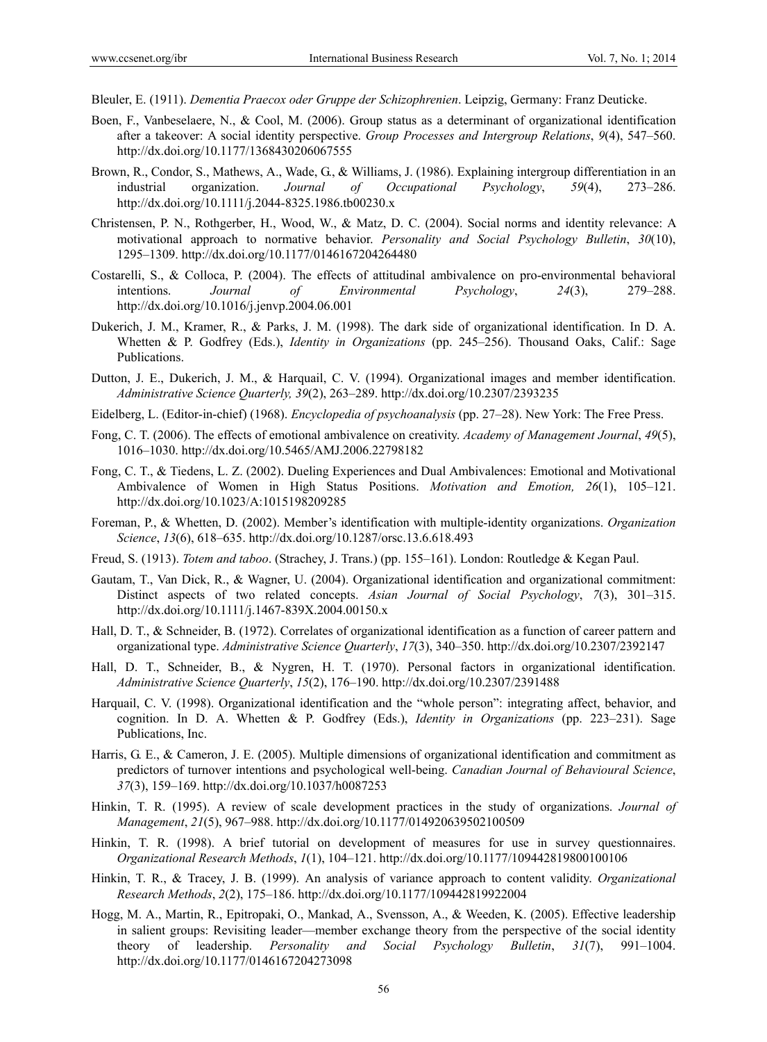Bleuler, E. (1911). *Dementia Praecox oder Gruppe der Schizophrenien*. Leipzig, Germany: Franz Deuticke.

Boen, F., Vanbeselaere, N., & Cool, M. (2006). Group status as a determinant of organizational identification after a takeover: A social identity perspective. *Group Processes and Intergroup Relations*, *9*(4), 547–560. http://dx.doi.org/10.1177/1368430206067555

Brown, R., Condor, S., Mathews, A., Wade, G., & Williams, J. (1986). Explaining intergroup differentiation in an industrial organization. *Journal of Occupational Psychology*, *59*(4), 273–286. http://dx.doi.org/10.1111/j.2044-8325.1986.tb00230.x

Christensen, P. N., Rothgerber, H., Wood, W., & Matz, D. C. (2004). Social norms and identity relevance: A motivational approach to normative behavior. *Personality and Social Psychology Bulletin*, *30*(10), 1295–1309. http://dx.doi.org/10.1177/0146167204264480

Costarelli, S., & Colloca, P. (2004). The effects of attitudinal ambivalence on pro-environmental behavioral intentions. *Journal of Environmental Psychology*, *24*(3), 279–288. http://dx.doi.org/10.1016/j.jenvp.2004.06.001

Dukerich, J. M., Kramer, R., & Parks, J. M. (1998). The dark side of organizational identification. In D. A. Whetten & P. Godfrey (Eds.), *Identity in Organizations* (pp. 245–256). Thousand Oaks, Calif.: Sage Publications.

Dutton, J. E., Dukerich, J. M., & Harquail, C. V. (1994). Organizational images and member identification. *Administrative Science Quarterly, 39*(2), 263–289. http://dx.doi.org/10.2307/2393235

Eidelberg, L. (Editor-in-chief) (1968). *Encyclopedia of psychoanalysis* (pp. 27–28). New York: The Free Press.

Fong, C. T. (2006). The effects of emotional ambivalence on creativity. *Academy of Management Journal*, *49*(5), 1016–1030. http://dx.doi.org/10.5465/AMJ.2006.22798182

Fong, C. T., & Tiedens, L. Z. (2002). Dueling Experiences and Dual Ambivalences: Emotional and Motivational Ambivalence of Women in High Status Positions. *Motivation and Emotion, 26*(1), 105–121. http://dx.doi.org/10.1023/A:1015198209285

Foreman, P., & Whetten, D. (2002). Member's identification with multiple-identity organizations. *Organization Science*, *13*(6), 618–635. http://dx.doi.org/10.1287/orsc.13.6.618.493

Freud, S. (1913). *Totem and taboo*. (Strachey, J. Trans.) (pp. 155–161). London: Routledge & Kegan Paul.

Gautam, T., Van Dick, R., & Wagner, U. (2004). Organizational identification and organizational commitment: Distinct aspects of two related concepts. *Asian Journal of Social Psychology*, *7*(3), 301–315. http://dx.doi.org/10.1111/j.1467-839X.2004.00150.x

Hall, D. T., & Schneider, B. (1972). Correlates of organizational identification as a function of career pattern and organizational type. *Administrative Science Quarterly*, *17*(3), 340–350. http://dx.doi.org/10.2307/2392147

Hall, D. T., Schneider, B., & Nygren, H. T. (1970). Personal factors in organizational identification. *Administrative Science Quarterly*, *15*(2), 176–190. http://dx.doi.org/10.2307/2391488

Harquail, C. V. (1998). Organizational identification and the "whole person": integrating affect, behavior, and cognition. In D. A. Whetten & P. Godfrey (Eds.), *Identity in Organizations* (pp. 223–231). Sage Publications, Inc.

Harris, G. E., & Cameron, J. E. (2005). Multiple dimensions of organizational identification and commitment as predictors of turnover intentions and psychological well-being. *Canadian Journal of Behavioural Science*, *37*(3), 159–169. http://dx.doi.org/10.1037/h0087253

Hinkin, T. R. (1995). A review of scale development practices in the study of organizations. *Journal of Management*, *21*(5), 967–988. http://dx.doi.org/10.1177/014920639502100509

Hinkin, T. R. (1998). A brief tutorial on development of measures for use in survey questionnaires. *Organizational Research Methods*, *1*(1), 104–121. http://dx.doi.org/10.1177/109442819800100106

Hinkin, T. R., & Tracey, J. B. (1999). An analysis of variance approach to content validity. *Organizational Research Methods*, *2*(2), 175–186. http://dx.doi.org/10.1177/109442819922004

Hogg, M. A., Martin, R., Epitropaki, O., Mankad, A., Svensson, A., & Weeden, K. (2005). Effective leadership in salient groups: Revisiting leader—member exchange theory from the perspective of the social identity theory of leadership. *Personality and Social Psychology Bulletin*, *31*(7), 991–1004. http://dx.doi.org/10.1177/0146167204273098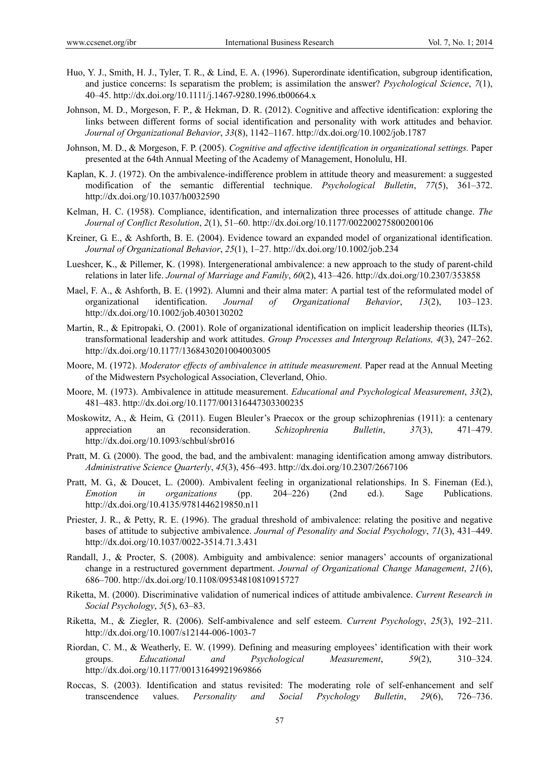Huo, Y. J., Smith, H. J., Tyler, T. R., & Lind, E. A. (1996). Superordinate identification, subgroup identification, and justice concerns: Is separatism the problem; is assimilation the answer? *Psychological Science*, *7*(1), 40–45. http://dx.doi.org/10.1111/j.1467-9280.1996.tb00664.x

Johnson, M. D., Morgeson, F. P., & Hekman, D. R. (2012). Cognitive and affective identification: exploring the links between different forms of social identification and personality with work attitudes and behavior. *Journal of Organizational Behavior*, *33*(8), 1142–1167. http://dx.doi.org/10.1002/job.1787

Johnson, M. D., & Morgeson, F. P. (2005). *Cognitive and affective identification in organizational settings.* Paper presented at the 64th Annual Meeting of the Academy of Management, Honolulu, HI.

Kaplan, K. J. (1972). On the ambivalence-indifference problem in attitude theory and measurement: a suggested modification of the semantic differential technique. *Psychological Bulletin*, *77*(5), 361–372. http://dx.doi.org/10.1037/h0032590

Kelman, H. C. (1958). Compliance, identification, and internalization three processes of attitude change. *The Journal of Conflict Resolution*, *2*(1), 51–60. http://dx.doi.org/10.1177/002200275800200106

Kreiner, G. E., & Ashforth, B. E. (2004). Evidence toward an expanded model of organizational identification. *Journal of Organizational Behavior*, *25*(1), 1–27. http://dx.doi.org/10.1002/job.234

Lueshcer, K., & Pillemer, K. (1998). Intergenerational ambivalence: a new approach to the study of parent-child relations in later life. *Journal of Marriage and Family*, *60*(2), 413–426. http://dx.doi.org/10.2307/353858

Mael, F. A., & Ashforth, B. E. (1992). Alumni and their alma mater: A partial test of the reformulated model of organizational identification. *Journal of Organizational Behavior*, *13*(2), 103–123. http://dx.doi.org/10.1002/job.4030130202

Martin, R., & Epitropaki, O. (2001). Role of organizational identification on implicit leadership theories (ILTs), transformational leadership and work attitudes. *Group Processes and Intergroup Relations, 4*(3), 247–262. http://dx.doi.org/10.1177/1368430201004003005

Moore, M. (1972). *Moderator effects of ambivalence in attitude measurement.* Paper read at the Annual Meeting of the Midwestern Psychological Association, Cleverland, Ohio.

Moore, M. (1973). Ambivalence in attitude measurement. *Educational and Psychological Measurement*, *33*(2), 481–483. http://dx.doi.org/10.1177/001316447303300235

Moskowitz, A., & Heim, G. (2011). Eugen Bleuler's Praecox or the group schizophrenias (1911): a centenary appreciation an reconsideration. *Schizophrenia Bulletin*, *37*(3), 471–479. http://dx.doi.org/10.1093/schbul/sbr016

Pratt, M. G. (2000). The good, the bad, and the ambivalent: managing identification among amway distributors. *Administrative Science Quarterly*, *45*(3), 456–493. http://dx.doi.org/10.2307/2667106

Pratt, M. G., & Doucet, L. (2000). Ambivalent feeling in organizational relationships. In S. Fineman (Ed.), *Emotion in organizations* (pp. 204–226) (2nd ed.). Sage Publications. http://dx.doi.org/10.4135/9781446219850.n11

Priester, J. R., & Petty, R. E. (1996). The gradual threshold of ambivalence: relating the positive and negative bases of attitude to subjective ambivalence. *Journal of Pesonality and Social Psychology*, *71*(3), 431–449. http://dx.doi.org/10.1037/0022-3514.71.3.431

Randall, J., & Procter, S. (2008). Ambiguity and ambivalence: senior managers' accounts of organizational change in a restructured government department. *Journal of Organizational Change Management*, *21*(6), 686–700. http://dx.doi.org/10.1108/09534810810915727

Riketta, M. (2000). Discriminative validation of numerical indices of attitude ambivalence. *Current Research in Social Psychology*, *5*(5), 63–83.

Riketta, M., & Ziegler, R. (2006). Self-ambivalence and self esteem. *Current Psychology*, *25*(3), 192–211. http://dx.doi.org/10.1007/s12144-006-1003-7

Riordan, C. M., & Weatherly, E. W. (1999). Defining and measuring employees' identification with their work groups. *Educational and Psychological Measurement*, *59*(2), 310–324. http://dx.doi.org/10.1177/00131649921969866

Roccas, S. (2003). Identification and status revisited: The moderating role of self-enhancement and self transcendence values. *Personality and Social Psychology Bulletin*, *29*(6), 726–736.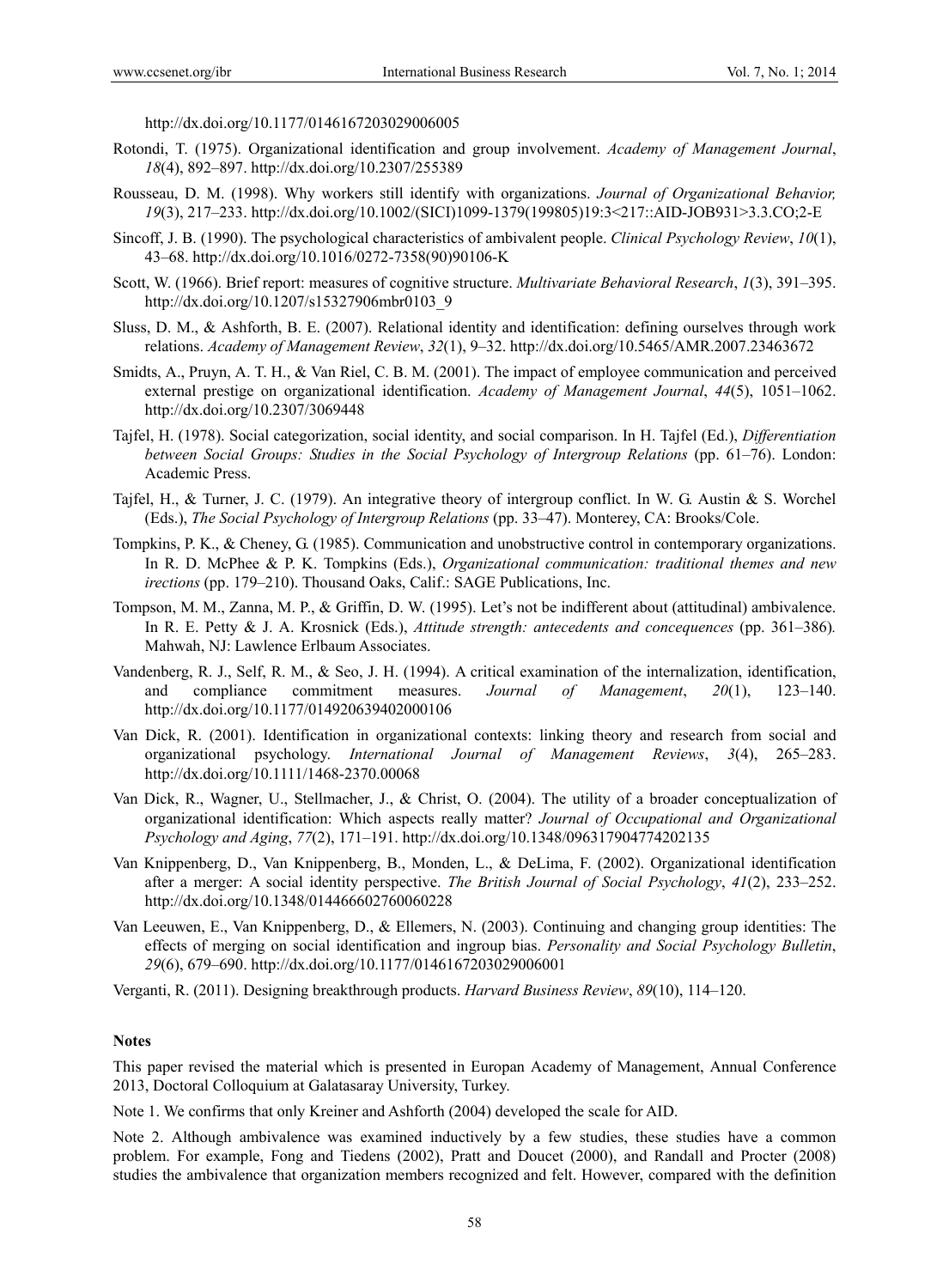http://dx.doi.org/10.1177/0146167203029006005

Rotondi, T. (1975). Organizational identification and group involvement. *Academy of Management Journal*, *18*(4), 892–897. http://dx.doi.org/10.2307/255389

Rousseau, D. M. (1998). Why workers still identify with organizations. *Journal of Organizational Behavior, 19*(3), 217–233. http://dx.doi.org/10.1002/(SICI)1099-1379(199805)19:3<217::AID-JOB931>3.3.CO;2-E

Sincoff, J. B. (1990). The psychological characteristics of ambivalent people. *Clinical Psychology Review*, *10*(1), 43–68. http://dx.doi.org/10.1016/0272-7358(90)90106-K

Scott, W. (1966). Brief report: measures of cognitive structure. *Multivariate Behavioral Research*, *1*(3), 391–395. http://dx.doi.org/10.1207/s15327906mbr0103_9

Sluss, D. M., & Ashforth, B. E. (2007). Relational identity and identification: defining ourselves through work relations. *Academy of Management Review*, *32*(1), 9–32. http://dx.doi.org/10.5465/AMR.2007.23463672

Smidts, A., Pruyn, A. T. H., & Van Riel, C. B. M. (2001). The impact of employee communication and perceived external prestige on organizational identification. *Academy of Management Journal*, *44*(5), 1051–1062. http://dx.doi.org/10.2307/3069448

Tajfel, H. (1978). Social categorization, social identity, and social comparison. In H. Tajfel (Ed.), *Differentiation between Social Groups: Studies in the Social Psychology of Intergroup Relations* (pp. 61–76). London: Academic Press.

Tajfel, H., & Turner, J. C. (1979). An integrative theory of intergroup conflict. In W. G. Austin & S. Worchel (Eds.), *The Social Psychology of Intergroup Relations* (pp. 33–47). Monterey, CA: Brooks/Cole.

Tompkins, P. K., & Cheney, G. (1985). Communication and unobstructive control in contemporary organizations. In R. D. McPhee & P. K. Tompkins (Eds.), *Organizational communication: traditional themes and new irections* (pp. 179–210). Thousand Oaks, Calif.: SAGE Publications, Inc.

Tompson, M. M., Zanna, M. P., & Griffin, D. W. (1995). Let's not be indifferent about (attitudinal) ambivalence. In R. E. Petty & J. A. Krosnick (Eds.), *Attitude strength: antecedents and concequences* (pp. 361–386)*.* Mahwah, NJ: Lawlence Erlbaum Associates.

Vandenberg, R. J., Self, R. M., & Seo, J. H. (1994). A critical examination of the internalization, identification, and compliance commitment measures. *Journal of Management*, *20*(1), 123–140. http://dx.doi.org/10.1177/014920639402000106

Van Dick, R. (2001). Identification in organizational contexts: linking theory and research from social and organizational psychology. *International Journal of Management Reviews*, *3*(4), 265–283. http://dx.doi.org/10.1111/1468-2370.00068

Van Dick, R., Wagner, U., Stellmacher, J., & Christ, O. (2004). The utility of a broader conceptualization of organizational identification: Which aspects really matter? *Journal of Occupational and Organizational Psychology and Aging*, *77*(2), 171–191. http://dx.doi.org/10.1348/096317904774202135

Van Knippenberg, D., Van Knippenberg, B., Monden, L., & DeLima, F. (2002). Organizational identification after a merger: A social identity perspective. *The British Journal of Social Psychology*, *41*(2), 233–252. http://dx.doi.org/10.1348/014466602760060228

Van Leeuwen, E., Van Knippenberg, D., & Ellemers, N. (2003). Continuing and changing group identities: The effects of merging on social identification and ingroup bias. *Personality and Social Psychology Bulletin*, *29*(6), 679–690. http://dx.doi.org/10.1177/0146167203029006001

Verganti, R. (2011). Designing breakthrough products. *Harvard Business Review*, *89*(10), 114–120.

**Notes**

This paper revised the material which is presented in Europan Academy of Management, Annual Conference 2013, Doctoral Colloquium at Galatasaray University, Turkey.

Note 1. We confirms that only Kreiner and Ashforth (2004) developed the scale for AID.

Note 2. Although ambivalence was examined inductively by a few studies, these studies have a common problem. For example, Fong and Tiedens (2002), Pratt and Doucet (2000), and Randall and Procter (2008) studies the ambivalence that organization members recognized and felt. However, compared with the definition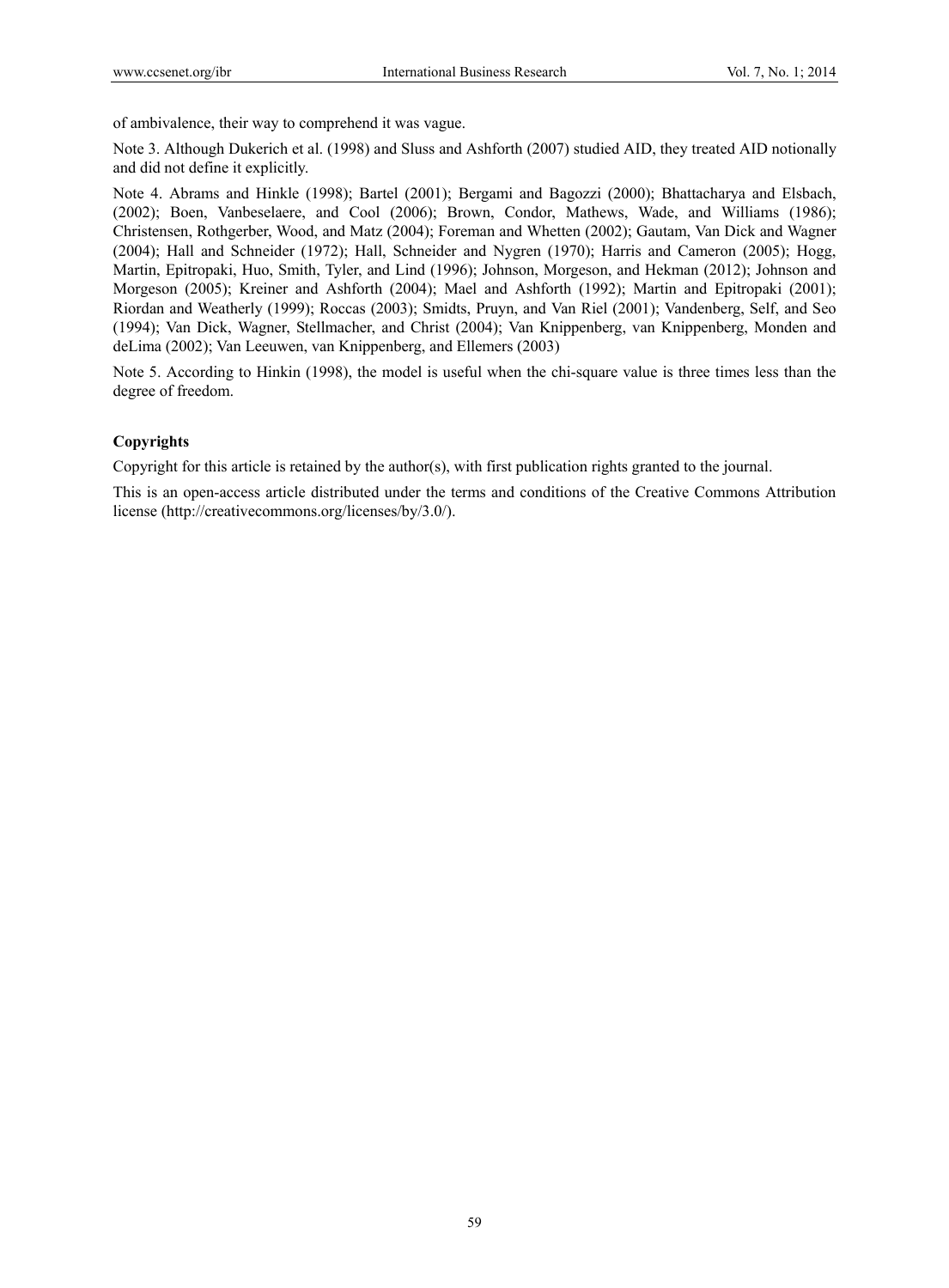of ambivalence, their way to comprehend it was vague.

Note 3. Although Dukerich et al. (1998) and Sluss and Ashforth (2007) studied AID, they treated AID notionally and did not define it explicitly.

Note 4. Abrams and Hinkle (1998); Bartel (2001); Bergami and Bagozzi (2000); Bhattacharya and Elsbach, (2002); Boen, Vanbeselaere, and Cool (2006); Brown, Condor, Mathews, Wade, and Williams (1986); Christensen, Rothgerber, Wood, and Matz (2004); Foreman and Whetten (2002); Gautam, Van Dick and Wagner (2004); Hall and Schneider (1972); Hall, Schneider and Nygren (1970); Harris and Cameron (2005); Hogg, Martin, Epitropaki, Huo, Smith, Tyler, and Lind (1996); Johnson, Morgeson, and Hekman (2012); Johnson and Morgeson (2005); Kreiner and Ashforth (2004); Mael and Ashforth (1992); Martin and Epitropaki (2001); Riordan and Weatherly (1999); Roccas (2003); Smidts, Pruyn, and Van Riel (2001); Vandenberg, Self, and Seo (1994); Van Dick, Wagner, Stellmacher, and Christ (2004); Van Knippenberg, van Knippenberg, Monden and deLima (2002); Van Leeuwen, van Knippenberg, and Ellemers (2003)

Note 5. According to Hinkin (1998), the model is useful when the chi-square value is three times less than the degree of freedom.

### Copyrights

Copyright for this article is retained by the author(s), with first publication rights granted to the journal.

This is an open-access article distributed under the terms and conditions of the Creative Commons Attribution license (http://creativecommons.org/licenses/by/3.0/).